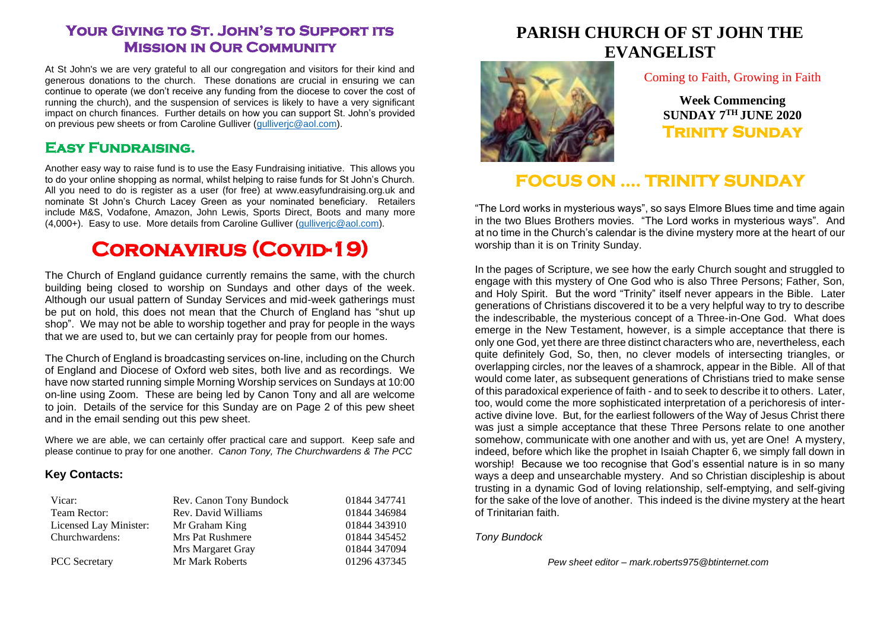## Your Giving to St. John's to Support its Mission in Our Community

At St John's we are very grateful to all our congregation and visitors for their kind and generous donations to the church. These donations are crucial in ensuring we can continue to operate (we don't receive any funding from the diocese to cover the cost of running the church), and the suspension of services is likely to have a very significant impact on church finances. Further details on how you can support St. John's provided on previous pew sheets or from Caroline Gulliver (gulliverjc@aol.com).

## Easy Fundraising.

Another easy way to raise fund is to use the Easy Fundraising initiative. This allows you to do your online shopping as normal, whilst helping to raise funds for St John's Church. All you need to do is register as a user (for free) at www.easyfundraising.org.uk and nominate St John's Church Lacey Green as your nominated beneficiary. Retailers include M&S, Vodafone, Amazon, John Lewis, Sports Direct, Boots and many more (4,000+). Easy to use. More details from Caroline Gulliver (gulliverjc@aol.com).

# Coronavirus (Covid-19)

The Church of England guidance currently remains the same, with the church building being closed to worship on Sundays and other days of the week. Although our usual pattern of Sunday Services and mid-week gatherings must be put on hold, this does not mean that the Church of England has "shut up shop". We may not be able to worship together and pray for people in the ways that we are used to, but we can certainly pray for people from our homes.

The Church of England is broadcasting services on-line, including on the Church of England and Diocese of Oxford web sites, both live and as recordings. We have now started running simple Morning Worship services on Sundays at 10:00 on-line using Zoom. These are being led by Canon Tony and all are welcome to join. Details of the service for this Sunday are on Page 2 of this pew sheet and in the email sending out this pew sheet.

Where we are able, we can certainly offer practical care and support. Keep safe and please continue to pray for one another. *Canon Tony, The Churchwardens & The PCC*

### Key Contacts:

| | | |
|---|---|---|
| Vicar: | Rev. Canon Tony Bundock | 01844 347741 |
| Team Rector: | Rev. David Williams | 01844 346984 |
| Licensed Lay Minister: | Mr Graham King | 01844 343910 |
| Churchwardens: | Mrs Pat Rushmere | 01844 345452 |
| | Mrs Margaret Gray | 01844 347094 |
| PCC Secretary | Mr Mark Roberts | 01296 437345 |

# PARISH CHURCH OF ST JOHN THE EVANGELIST

Coming to Faith, Growing in Faith

**Week Commencing**
**SUNDAY 7TH JUNE 2020**
**Trinity Sunday**

## FOCUS ON .... TRINITY SUNDAY

"The Lord works in mysterious ways", so says Elmore Blues time and time again in the two Blues Brothers movies. "The Lord works in mysterious ways". And at no time in the Church's calendar is the divine mystery more at the heart of our worship than it is on Trinity Sunday.

In the pages of Scripture, we see how the early Church sought and struggled to engage with this mystery of One God who is also Three Persons; Father, Son, and Holy Spirit. But the word "Trinity" itself never appears in the Bible. Later generations of Christians discovered it to be a very helpful way to try to describe the indescribable, the mysterious concept of a Three-in-One God. What does emerge in the New Testament, however, is a simple acceptance that there is only one God, yet there are three distinct characters who are, nevertheless, each quite definitely God, So, then, no clever models of intersecting triangles, or overlapping circles, nor the leaves of a shamrock, appear in the Bible. All of that would come later, as subsequent generations of Christians tried to make sense of this paradoxical experience of faith - and to seek to describe it to others. Later, too, would come the more sophisticated interpretation of a perichoresis of inter-active divine love. But, for the earliest followers of the Way of Jesus Christ there was just a simple acceptance that these Three Persons relate to one another somehow, communicate with one another and with us, yet are One! A mystery, indeed, before which like the prophet in Isaiah Chapter 6, we simply fall down in worship! Because we too recognise that God's essential nature is in so many ways a deep and unsearchable mystery. And so Christian discipleship is about trusting in a dynamic God of loving relationship, self-emptying, and self-giving for the sake of the love of another. This indeed is the divine mystery at the heart of Trinitarian faith.

*Tony Bundock*

*Pew sheet editor – mark.roberts975@btinternet.com*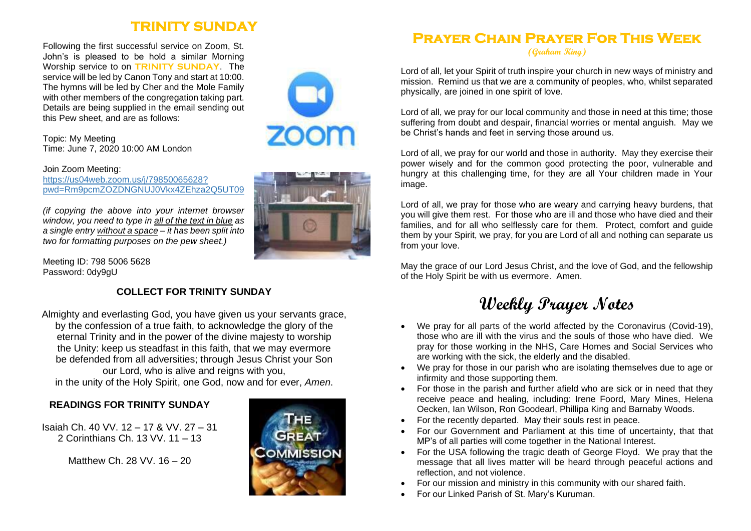# TRINITY SUNDAY

Following the first successful service on Zoom, St. John's is pleased to be hold a similar Morning Worship service to on **TRINITY SUNDAY**. The service will be led by Canon Tony and start at 10:00. The hymns will be led by Cher and the Mole Family with other members of the congregation taking part. Details are being supplied in the email sending out this Pew sheet, and are as follows:

Topic: My Meeting
Time: June 7, 2020 10:00 AM London

Join Zoom Meeting:
https://us04web.zoom.us/j/79850065628?
pwd=Rm9pcmZOZDNGNUJ0Vkx4ZEhza2Q5UT09

*(if copying the above into your internet browser window, you need to type in all of the text in blue as a single entry without a space – it has been split into two for formatting purposes on the pew sheet.)*

Meeting ID: 798 5006 5628
Password: 0dy9gU

## COLLECT FOR TRINITY SUNDAY

Almighty and everlasting God, you have given us your servants grace, by the confession of a true faith, to acknowledge the glory of the eternal Trinity and in the power of the divine majesty to worship the Unity: keep us steadfast in this faith, that we may evermore be defended from all adversities; through Jesus Christ your Son our Lord, who is alive and reigns with you, in the unity of the Holy Spirit, one God, now and for ever, *Amen*.

## READINGS FOR TRINITY SUNDAY

Isaiah Ch. 40 VV. 12 – 17 & VV. 27 – 31
2 Corinthians Ch. 13 VV. 11 – 13

Matthew Ch. 28 VV. 16 – 20

# Prayer Chain Prayer For This Week

*(Graham King)*

Lord of all, let your Spirit of truth inspire your church in new ways of ministry and mission. Remind us that we are a community of peoples, who, whilst separated physically, are joined in one spirit of love.

Lord of all, we pray for our local community and those in need at this time; those suffering from doubt and despair, financial worries or mental anguish. May we be Christ's hands and feet in serving those around us.

Lord of all, we pray for our world and those in authority. May they exercise their power wisely and for the common good protecting the poor, vulnerable and hungry at this challenging time, for they are all Your children made in Your image.

Lord of all, we pray for those who are weary and carrying heavy burdens, that you will give them rest. For those who are ill and those who have died and their families, and for all who selflessly care for them. Protect, comfort and guide them by your Spirit, we pray, for you are Lord of all and nothing can separate us from your love.

May the grace of our Lord Jesus Christ, and the love of God, and the fellowship of the Holy Spirit be with us evermore. Amen.

# Weekly Prayer Notes

- We pray for all parts of the world affected by the Coronavirus (Covid-19), those who are ill with the virus and the souls of those who have died. We pray for those working in the NHS, Care Homes and Social Services who are working with the sick, the elderly and the disabled.
- We pray for those in our parish who are isolating themselves due to age or infirmity and those supporting them.
- For those in the parish and further afield who are sick or in need that they receive peace and healing, including: Irene Foord, Mary Mines, Helena Oecken, Ian Wilson, Ron Goodearl, Phillipa King and Barnaby Woods.
- For the recently departed. May their souls rest in peace.
- For our Government and Parliament at this time of uncertainty, that that MP's of all parties will come together in the National Interest.
- For the USA following the tragic death of George Floyd. We pray that the message that all lives matter will be heard through peaceful actions and reflection, and not violence.
- For our mission and ministry in this community with our shared faith.
- For our Linked Parish of St. Mary's Kuruman.